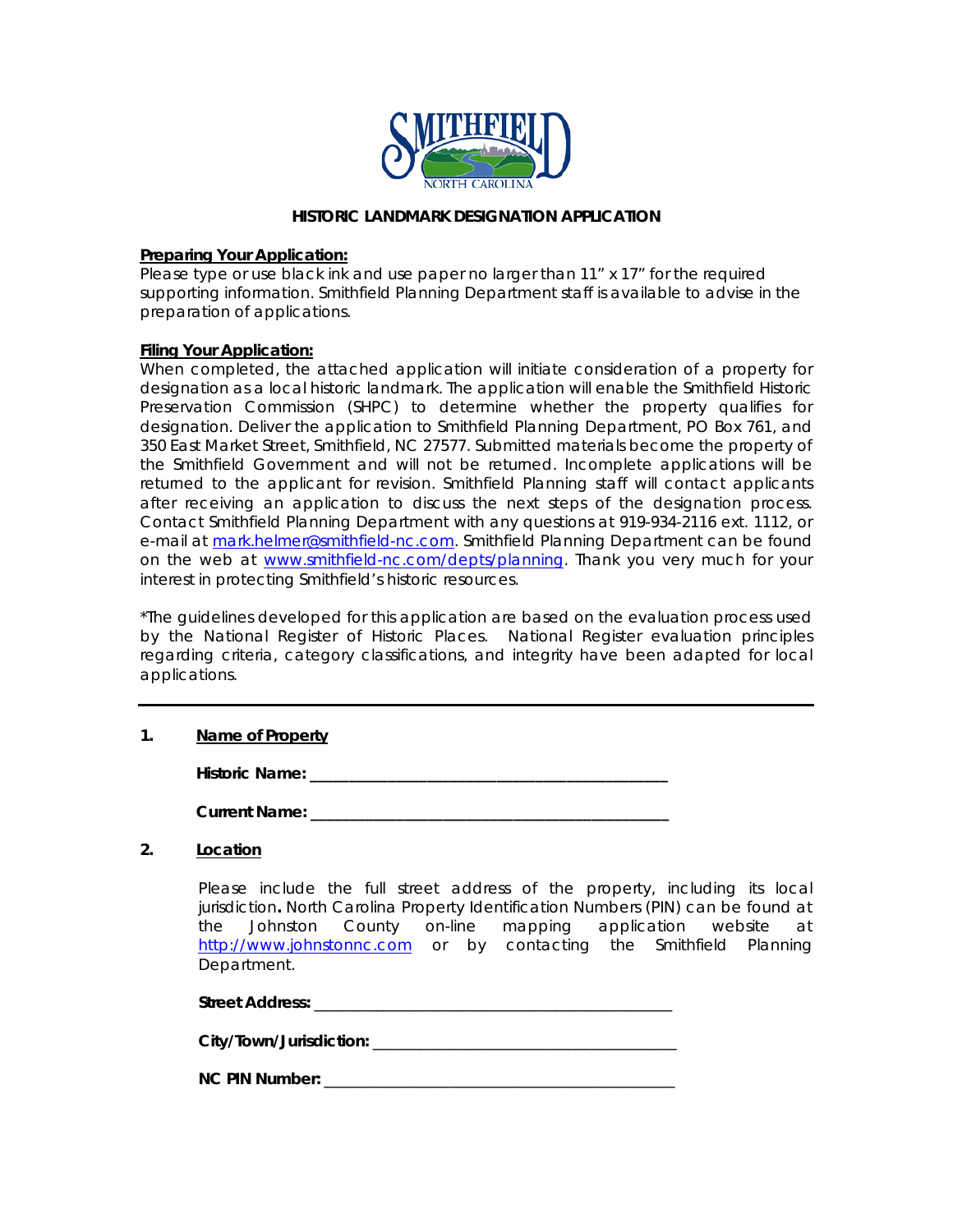SMITHFIELD
NORTH CAROLINA

# HISTORIC LANDMARK DESIGNATION APPLICATION

**Preparing Your Application:**
Please type or use black ink and use paper no larger than 11" x 17" for the required supporting information. Smithfield Planning Department staff is available to advise in the preparation of applications.

**Filing Your Application:**
When completed, the attached application will initiate consideration of a property for designation as a local historic landmark. The application will enable the Smithfield Historic Preservation Commission (SHPC) to determine whether the property qualifies for designation. Deliver the application to Smithfield Planning Department, PO Box 761, and 350 East Market Street, Smithfield, NC 27577. Submitted materials become the property of the Smithfield Government and will not be returned. Incomplete applications will be returned to the applicant for revision. Smithfield Planning staff will contact applicants after receiving an application to discuss the next steps of the designation process. Contact Smithfield Planning Department with any questions at 919-934-2116 ext. 1112, or e-mail at mark.helmer@smithfield-nc.com. Smithfield Planning Department can be found on the web at www.smithfield-nc.com/depts/planning. Thank you very much for your interest in protecting Smithfield's historic resources.

*The guidelines developed for this application are based on the evaluation process used by the National Register of Historic Places. National Register evaluation principles regarding criteria, category classifications, and integrity have been adapted for local applications.

---

**1. Name of Property**

**Historic Name:** ____________________________________________

**Current Name:** ____________________________________________

**2. Location**

Please include the full street address of the property, including its local jurisdiction**.** North Carolina Property Identification Numbers (PIN) can be found at the Johnston County on-line mapping application website at http://www.johnstonnc.com or by contacting the Smithfield Planning Department.

**Street Address:** ____________________________________________

**City/Town/Jurisdiction:** ______________________________________

**NC PIN Number:** ___________________________________________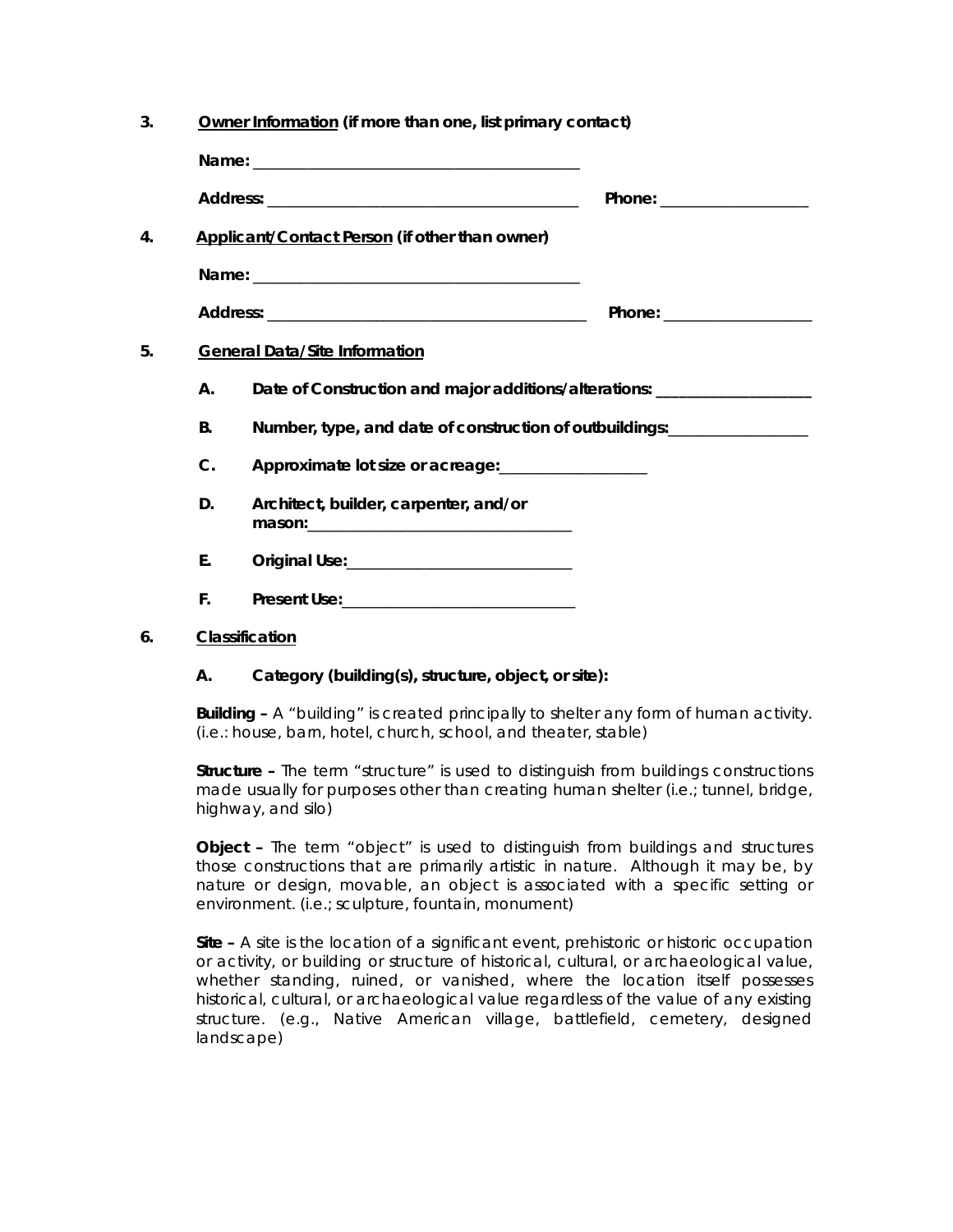3. **Owner Information (if more than one, list primary contact)**

   **Name:** ________________________________________

   **Address:** ______________________________________ **Phone:** __________________

4. **Applicant/Contact Person (if other than owner)**

   **Name:** ________________________________________

   **Address:** ______________________________________ **Phone:** __________________

5. **General Data/Site Information**

   **A. Date of Construction and major additions/alterations:** ___________________

   **B. Number, type, and date of construction of outbuildings:** _________________

   **C. Approximate lot size or acreage:** __________________

   **D. Architect, builder, carpenter, and/or mason:** ________________________________

   **E. Original Use:** ____________________________

   **F. Present Use:** _____________________________

6. **Classification**

   **A. Category (building(s), structure, object, or site):**

   **Building –** A "building" is created principally to shelter any form of human activity. (i.e.: house, barn, hotel, church, school, and theater, stable)

   **Structure –** The term "structure" is used to distinguish from buildings constructions made usually for purposes other than creating human shelter (i.e.; tunnel, bridge, highway, and silo)

   **Object –** The term "object" is used to distinguish from buildings and structures those constructions that are primarily artistic in nature. Although it may be, by nature or design, movable, an object is associated with a specific setting or environment. (i.e.; sculpture, fountain, monument)

   **Site –** A site is the location of a significant event, prehistoric or historic occupation or activity, or building or structure of historical, cultural, or archaeological value, whether standing, ruined, or vanished, where the location itself possesses historical, cultural, or archaeological value regardless of the value of any existing structure. (e.g., Native American village, battlefield, cemetery, designed landscape)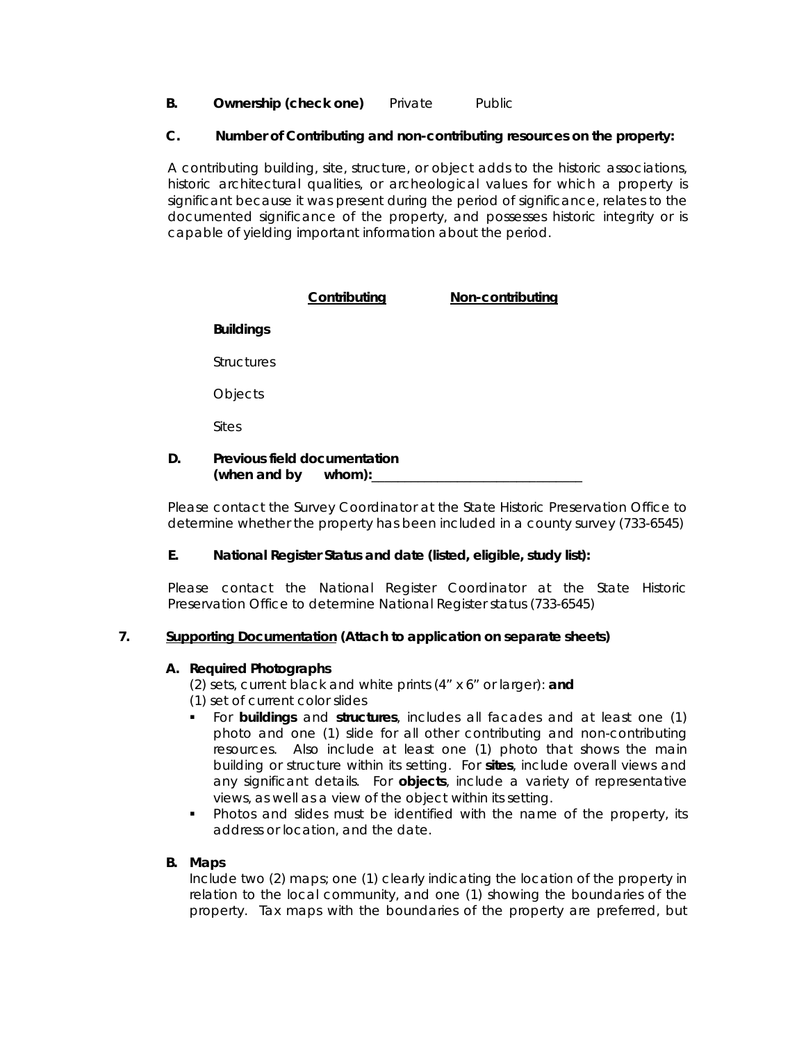**B. Ownership (check one)** Private Public

**C. Number of Contributing and non-contributing resources on the property:**

A contributing building, site, structure, or object adds to the historic associations, historic architectural qualities, or archeological values for which a property is significant because it was present during the period of significance, relates to the documented significance of the property, and possesses historic integrity or is capable of yielding important information about the period.

| | **Contributing** | **Non-contributing** |
|---|---|---|
| **Buildings** | | |
| Structures | | |
| Objects | | |
| Sites | | |

**D. Previous field documentation (when and by whom):**_______________________________

Please contact the Survey Coordinator at the State Historic Preservation Office to determine whether the property has been included in a county survey (733-6545)

**E. National Register Status and date (listed, eligible, study list):**

Please contact the National Register Coordinator at the State Historic Preservation Office to determine National Register status (733-6545)

**7. Supporting Documentation (Attach to application on separate sheets)**

**A. Required Photographs**

(2) sets, current black and white prints (4" x 6" or larger): **and**
(1) set of current color slides

- For **buildings** and **structures**, includes all facades and at least one (1) photo and one (1) slide for all other contributing and non-contributing resources. Also include at least one (1) photo that shows the main building or structure within its setting. For **sites**, include overall views and any significant details. For **objects**, include a variety of representative views, as well as a view of the object within its setting.
- Photos and slides must be identified with the name of the property, its address or location, and the date.

**B. Maps**

Include two (2) maps; one (1) clearly indicating the location of the property in relation to the local community, and one (1) showing the boundaries of the property. Tax maps with the boundaries of the property are preferred, but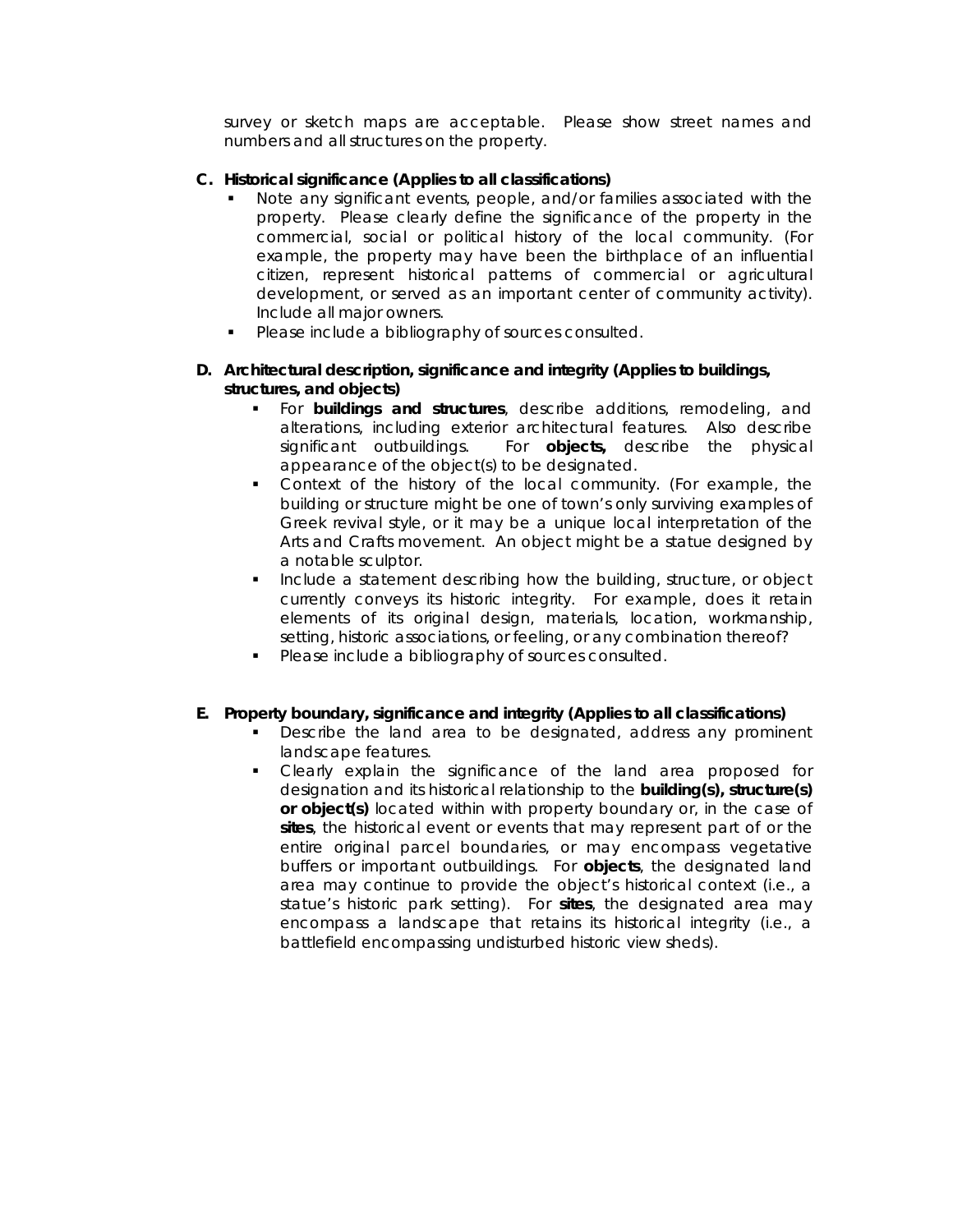survey or sketch maps are acceptable. Please show street names and numbers and all structures on the property.

**C. Historical significance (Applies to all classifications)**

- Note any significant events, people, and/or families associated with the property. Please clearly define the significance of the property in the commercial, social or political history of the local community. (For example, the property may have been the birthplace of an influential citizen, represent historical patterns of commercial or agricultural development, or served as an important center of community activity). Include all major owners.
- Please include a bibliography of sources consulted.

**D. Architectural description, significance and integrity (Applies to buildings, structures, and objects)**

- For **buildings and structures**, describe additions, remodeling, and alterations, including exterior architectural features. Also describe significant outbuildings. For **objects,** describe the physical appearance of the object(s) to be designated.
- Context of the history of the local community. (For example, the building or structure might be one of town's only surviving examples of Greek revival style, or it may be a unique local interpretation of the Arts and Crafts movement. An object might be a statue designed by a notable sculptor.
- Include a statement describing how the building, structure, or object currently conveys its historic integrity. For example, does it retain elements of its original design, materials, location, workmanship, setting, historic associations, or feeling, or any combination thereof?
- Please include a bibliography of sources consulted.

**E. Property boundary, significance and integrity (Applies to all classifications)**

- Describe the land area to be designated, address any prominent landscape features.
- Clearly explain the significance of the land area proposed for designation and its historical relationship to the **building(s), structure(s) or object(s)** located within with property boundary or, in the case of **sites**, the historical event or events that may represent part of or the entire original parcel boundaries, or may encompass vegetative buffers or important outbuildings. For **objects**, the designated land area may continue to provide the object's historical context (i.e., a statue's historic park setting). For **sites**, the designated area may encompass a landscape that retains its historical integrity (i.e., a battlefield encompassing undisturbed historic view sheds).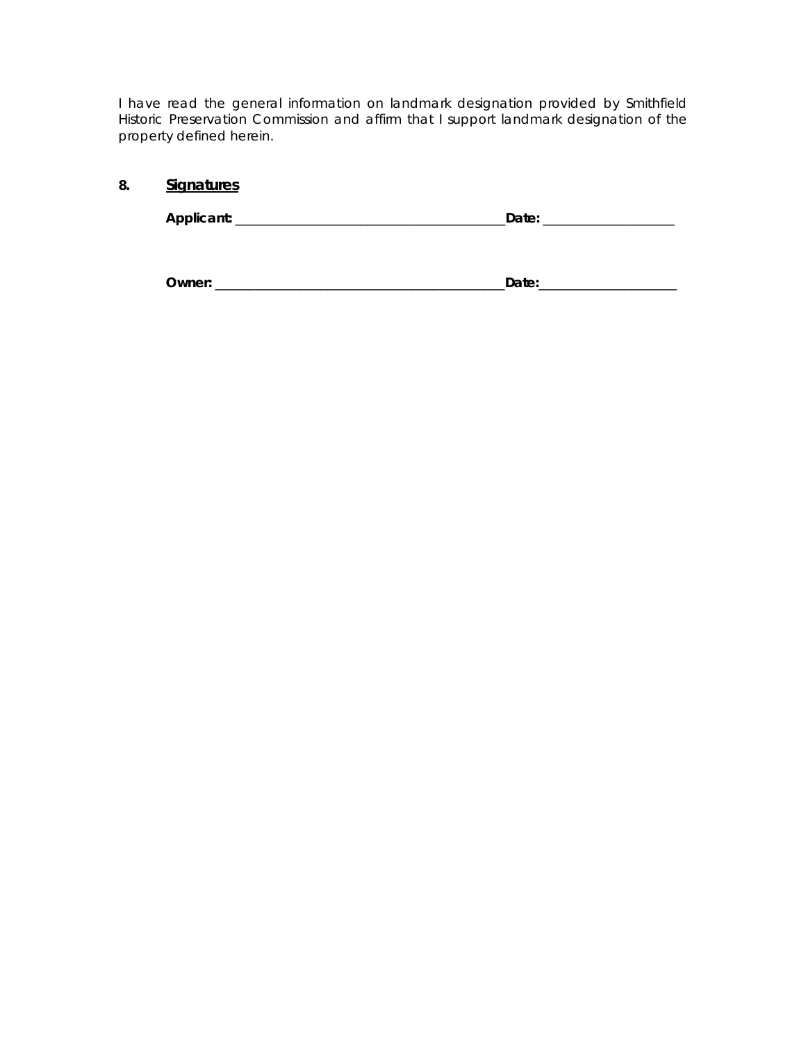I have read the general information on landmark designation provided by Smithfield Historic Preservation Commission and affirm that I support landmark designation of the property defined herein.

**8. <u>Signatures</u>**

**Applicant:** ________________________________________ **Date:** ____________________

**Owner:** __________________________________________ **Date:** ____________________